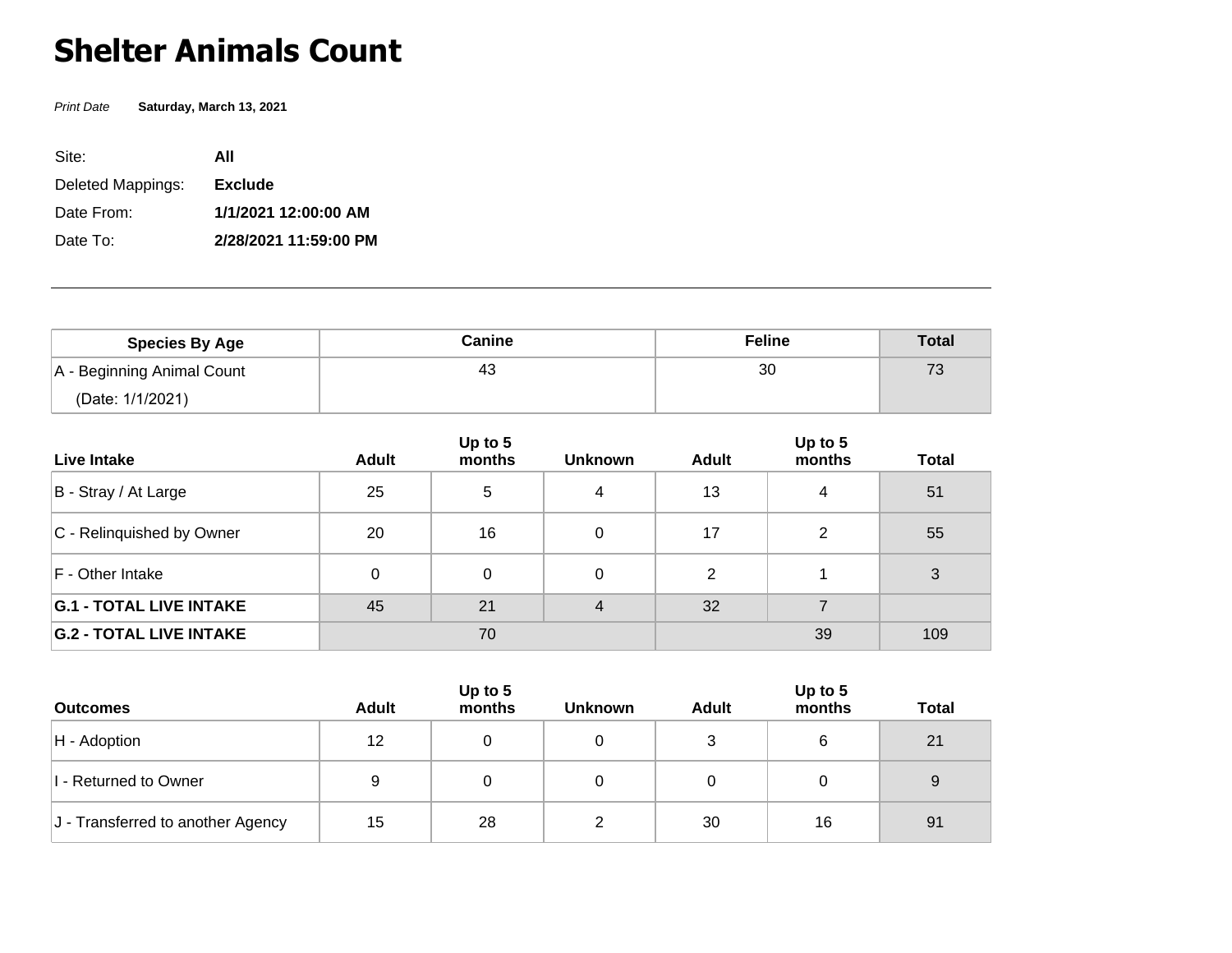# Shelter Animals Count

*Print Date* **Saturday, March 13, 2021**

Site: **All**

Deleted Mappings: **Exclude**

Date From: **1/1/2021 12:00:00 AM**

Date To: **2/28/2021 11:59:00 PM**

---

| Species By Age | Canine | | | Feline | | Total |
|---|---|---|---|---|---|---|
| A - Beginning Animal Count (Date: 1/1/2021) | 43 | | | 30 | | 73 |
| **Live Intake** | **Adult** | **Up to 5 months** | **Unknown** | **Adult** | **Up to 5 months** | **Total** |
| B - Stray / At Large | 25 | 5 | 4 | 13 | 4 | 51 |
| C - Relinquished by Owner | 20 | 16 | 0 | 17 | 2 | 55 |
| F - Other Intake | 0 | 0 | 0 | 2 | 1 | 3 |
| **G.1 - TOTAL LIVE INTAKE** | 45 | 21 | 4 | 32 | 7 | |
| **G.2 - TOTAL LIVE INTAKE** | 70 | | | 39 | | 109 |

| Outcomes | Adult | Up to 5 months | Unknown | Adult | Up to 5 months | Total |
|---|---|---|---|---|---|---|
| H - Adoption | 12 | 0 | 0 | 3 | 6 | 21 |
| I - Returned to Owner | 9 | 0 | 0 | 0 | 0 | 9 |
| J - Transferred to another Agency | 15 | 28 | 2 | 30 | 16 | 91 |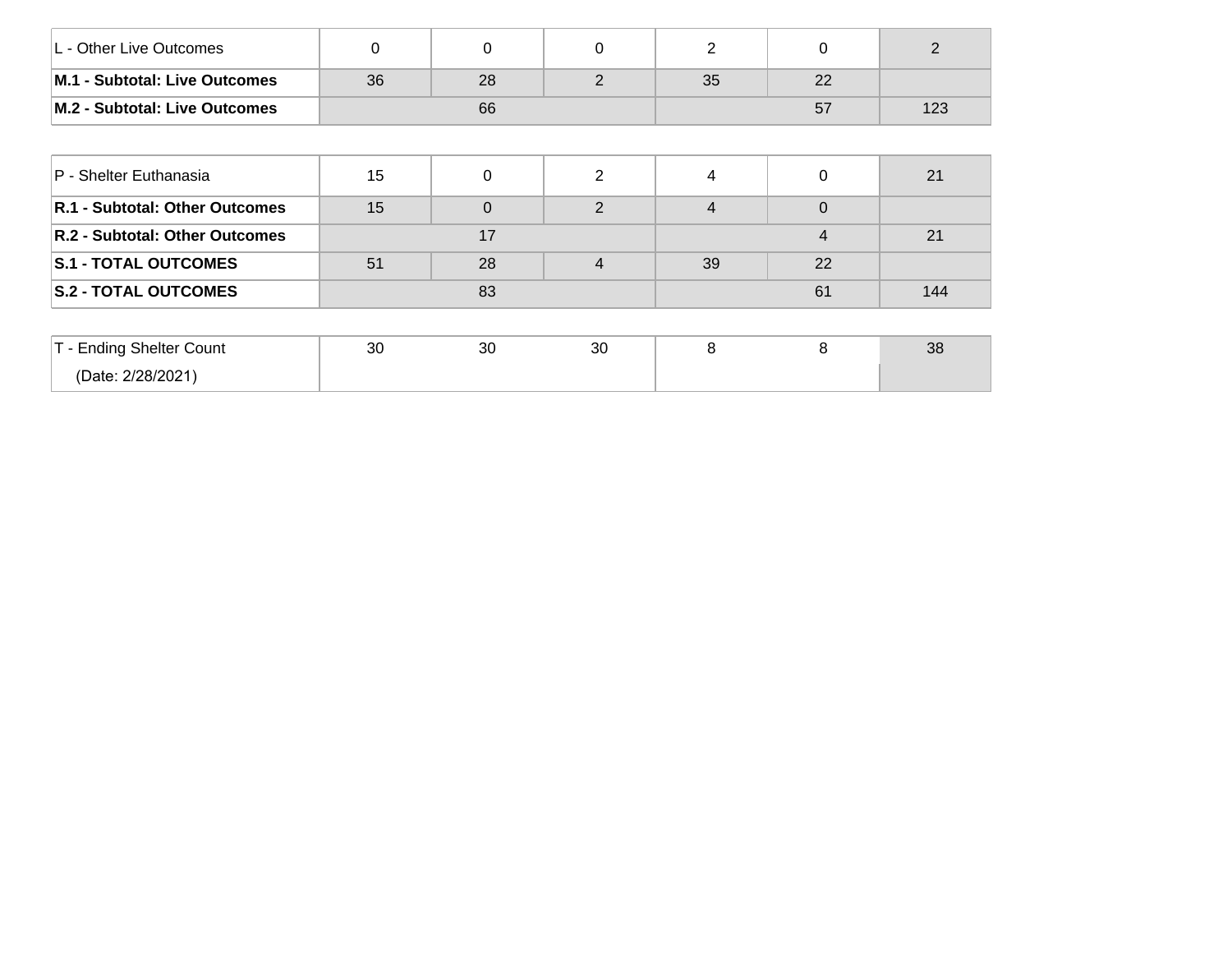| | | | | | | |
|---|---|---|---|---|---|---|
| L - Other Live Outcomes | 0 | 0 | 0 | 2 | 0 | 2 |
| **M.1 - Subtotal: Live Outcomes** | 36 | 28 | 2 | 35 | 22 | |
| **M.2 - Subtotal: Live Outcomes** | | 66 | | | 57 | 123 |

| | | | | | | |
|---|---|---|---|---|---|---|
| P - Shelter Euthanasia | 15 | 0 | 2 | 4 | 0 | 21 |
| **R.1 - Subtotal: Other Outcomes** | 15 | 0 | 2 | 4 | 0 | |
| **R.2 - Subtotal: Other Outcomes** | | 17 | | | 4 | 21 |
| **S.1 - TOTAL OUTCOMES** | 51 | 28 | 4 | 39 | 22 | |
| **S.2 - TOTAL OUTCOMES** | | 83 | | | 61 | 144 |

| | | | | | | |
|---|---|---|---|---|---|---|
| T - Ending Shelter Count (Date: 2/28/2021) | 30 | 30 | 30 | 8 | 8 | 38 |